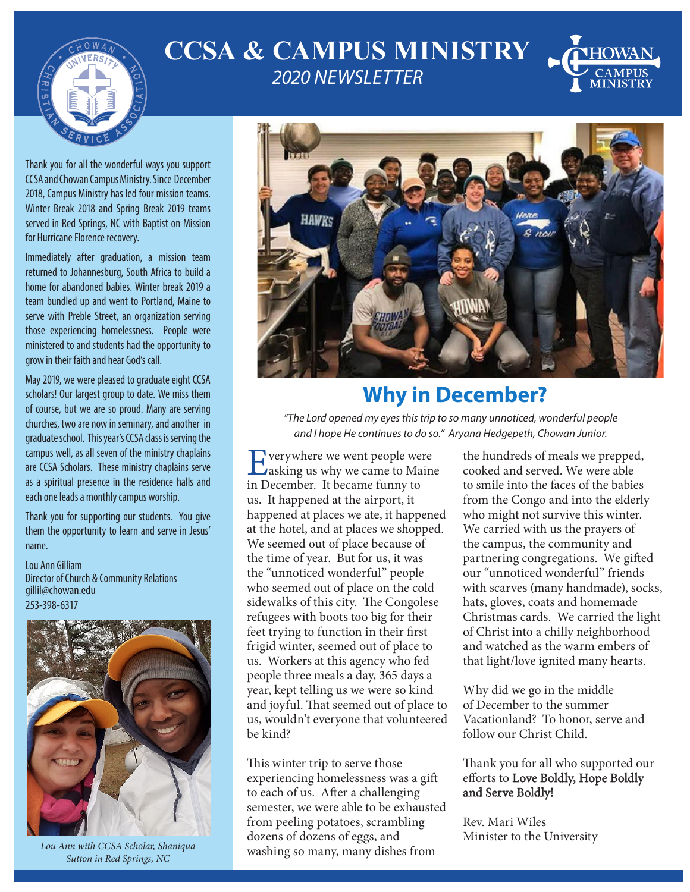# CCSA & CAMPUS MINISTRY

*2020 NEWSLETTER*

Thank you for all the wonderful ways you support CCSA and Chowan Campus Ministry. Since December 2018, Campus Ministry has led four mission teams. Winter Break 2018 and Spring Break 2019 teams served in Red Springs, NC with Baptist on Mission for Hurricane Florence recovery.

Immediately after graduation, a mission team returned to Johannesburg, South Africa to build a home for abandoned babies. Winter break 2019 a team bundled up and went to Portland, Maine to serve with Preble Street, an organization serving those experiencing homelessness. People were ministered to and students had the opportunity to grow in their faith and hear God's call.

May 2019, we were pleased to graduate eight CCSA scholars! Our largest group to date. We miss them of course, but we are so proud. Many are serving churches, two are now in seminary, and another in graduate school. This year's CCSA class is serving the campus well, as all seven of the ministry chaplains are CCSA Scholars. These ministry chaplains serve as a spiritual presence in the residence halls and each one leads a monthly campus worship.

Thank you for supporting our students. You give them the opportunity to learn and serve in Jesus' name.

Lou Ann Gilliam
Director of Church & Community Relations
gillil@chowan.edu
253-398-6317

*Lou Ann with CCSA Scholar, Shaniqua Sutton in Red Springs, NC*

## Why in December?

*"The Lord opened my eyes this trip to so many unnoticed, wonderful people and I hope He continues to do so." Aryana Hedgepeth, Chowan Junior.*

Everywhere we went people were asking us why we came to Maine in December. It became funny to us. It happened at the airport, it happened at places we ate, it happened at the hotel, and at places we shopped. We seemed out of place because of the time of year. But for us, it was the "unnoticed wonderful" people who seemed out of place on the cold sidewalks of this city. The Congolese refugees with boots too big for their feet trying to function in their first frigid winter, seemed out of place to us. Workers at this agency who fed people three meals a day, 365 days a year, kept telling us we were so kind and joyful. That seemed out of place to us, wouldn't everyone that volunteered be kind?

This winter trip to serve those experiencing homelessness was a gift to each of us. After a challenging semester, we were able to be exhausted from peeling potatoes, scrambling dozens of dozens of eggs, and washing so many, many dishes from the hundreds of meals we prepped, cooked and served. We were able to smile into the faces of the babies from the Congo and into the elderly who might not survive this winter. We carried with us the prayers of the campus, the community and partnering congregations. We gifted our "unnoticed wonderful" friends with scarves (many handmade), socks, hats, gloves, coats and homemade Christmas cards. We carried the light of Christ into a chilly neighborhood and watched as the warm embers of that light/love ignited many hearts.

Why did we go in the middle of December to the summer Vacationland? To honor, serve and follow our Christ Child.

Thank you for all who supported our efforts to Love Boldly, Hope Boldly and Serve Boldly!

Rev. Mari Wiles
Minister to the University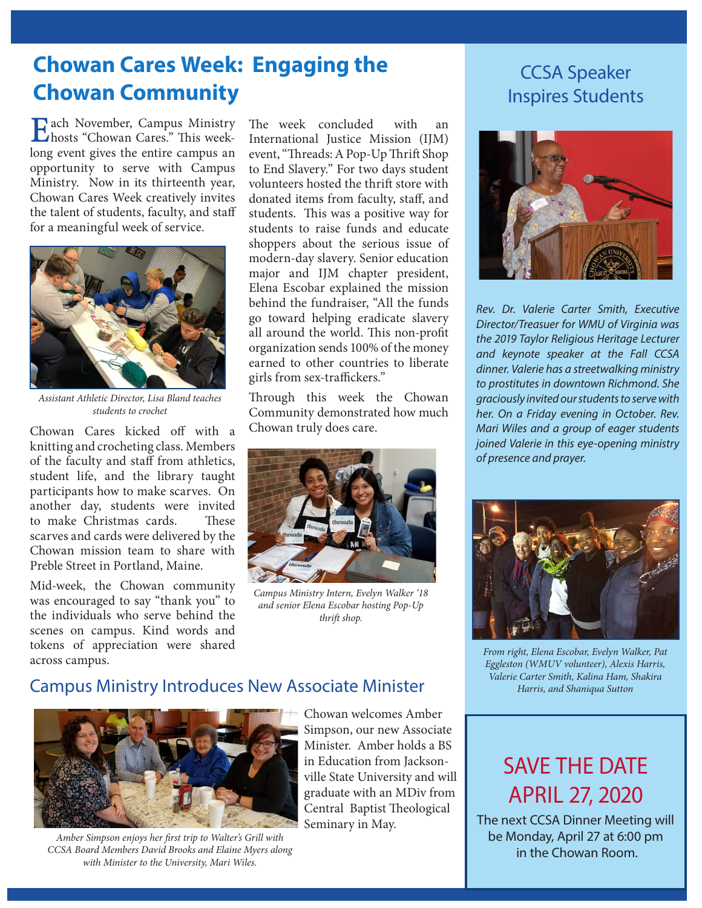# Chowan Cares Week: Engaging the Chowan Community

Each November, Campus Ministry hosts "Chowan Cares." This week-long event gives the entire campus an opportunity to serve with Campus Ministry. Now in its thirteenth year, Chowan Cares Week creatively invites the talent of students, faculty, and staff for a meaningful week of service.

*Assistant Athletic Director, Lisa Bland teaches students to crochet*

Chowan Cares kicked off with a knitting and crocheting class. Members of the faculty and staff from athletics, student life, and the library taught participants how to make scarves. On another day, students were invited to make Christmas cards. These scarves and cards were delivered by the Chowan mission team to share with Preble Street in Portland, Maine.

Mid-week, the Chowan community was encouraged to say "thank you" to the individuals who serve behind the scenes on campus. Kind words and tokens of appreciation were shared across campus.

The week concluded with an International Justice Mission (IJM) event, "Threads: A Pop-Up Thrift Shop to End Slavery." For two days student volunteers hosted the thrift store with donated items from faculty, staff, and students. This was a positive way for students to raise funds and educate shoppers about the serious issue of modern-day slavery. Senior education major and IJM chapter president, Elena Escobar explained the mission behind the fundraiser, "All the funds go toward helping eradicate slavery all around the world. This non-profit organization sends 100% of the money earned to other countries to liberate girls from sex-traffickers."

Through this week the Chowan Community demonstrated how much Chowan truly does care.

*Campus Ministry Intern, Evelyn Walker '18 and senior Elena Escobar hosting Pop-Up thrift shop.*

## Campus Ministry Introduces New Associate Minister

*Amber Simpson enjoys her first trip to Walter's Grill with CCSA Board Members David Brooks and Elaine Myers along with Minister to the University, Mari Wiles.*

Chowan welcomes Amber Simpson, our new Associate Minister. Amber holds a BS in Education from Jacksonville State University and will graduate with an MDiv from Central Baptist Theological Seminary in May.

## CCSA Speaker Inspires Students

*Rev. Dr. Valerie Carter Smith, Executive Director/Treasurer for WMU of Virginia was the 2019 Taylor Religious Heritage Lecturer and keynote speaker at the Fall CCSA dinner. Valerie has a streetwalking ministry to prostitutes in downtown Richmond. She graciously invited our students to serve with her. On a Friday evening in October. Rev. Mari Wiles and a group of eager students joined Valerie in this eye-opening ministry of presence and prayer.*

*From right, Elena Escobar, Evelyn Walker, Pat Eggleston (WMUV volunteer), Alexis Harris, Valerie Carter Smith, Kalina Ham, Shakira Harris, and Shaniqua Sutton*

## SAVE THE DATE APRIL 27, 2020

The next CCSA Dinner Meeting will be Monday, April 27 at 6:00 pm in the Chowan Room.